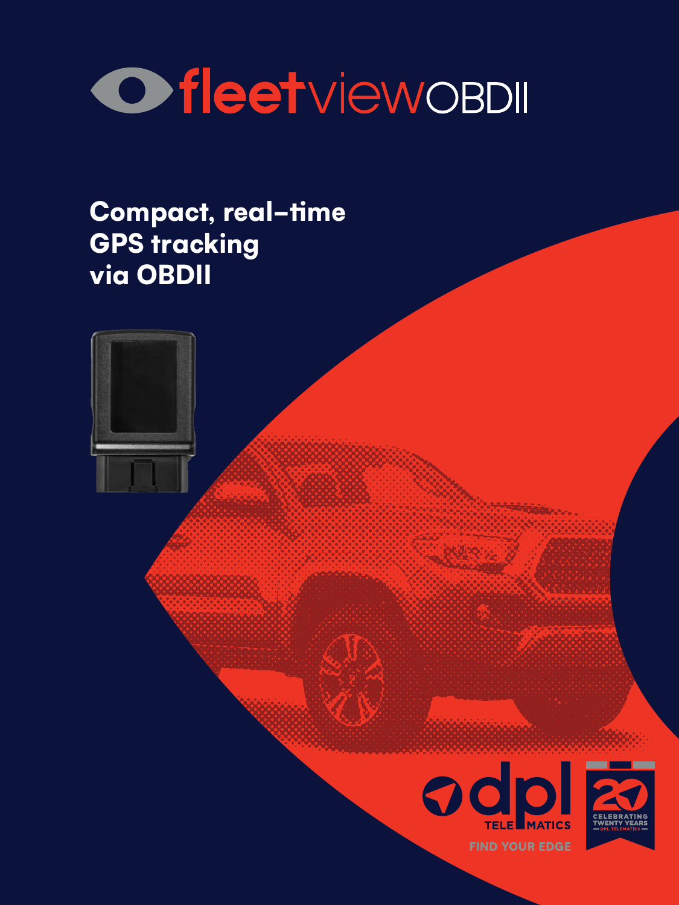# fleetview OBDII

## Compact, real-time GPS tracking via OBDII

dpl TELEMATICS

FIND YOUR EDGE

CELEBRATING TWENTY YEARS — DPL TELEMATICS —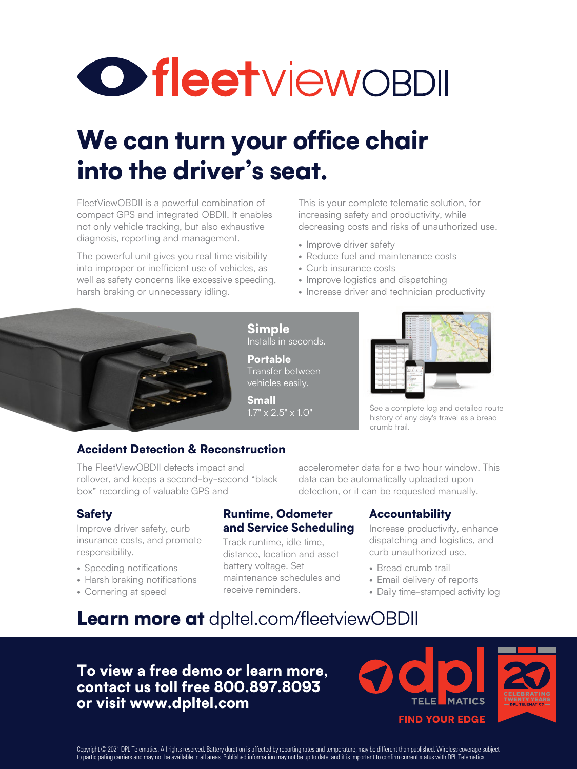# fleetviewOBDII

## We can turn your office chair into the driver's seat.

FleetViewOBDII is a powerful combination of compact GPS and integrated OBDII. It enables not only vehicle tracking, but also exhaustive diagnosis, reporting and management.

The powerful unit gives you real time visibility into improper or inefficient use of vehicles, as well as safety concerns like excessive speeding, harsh braking or unnecessary idling.

This is your complete telematic solution, for increasing safety and productivity, while decreasing costs and risks of unauthorized use.

- Improve driver safety
- Reduce fuel and maintenance costs
- Curb insurance costs
- Improve logistics and dispatching
- Increase driver and technician productivity

**Simple**
Installs in seconds.

**Portable**
Transfer between vehicles easily.

**Small**
1.7" x 2.5" x 1.0"

See a complete log and detailed route history of any day's travel as a bread crumb trail.

### Accident Detection & Reconstruction

The FleetViewOBDII detects impact and rollover, and keeps a second-by-second "black box" recording of valuable GPS and accelerometer data for a two hour window. This data can be automatically uploaded upon detection, or it can be requested manually.

### Safety

Improve driver safety, curb insurance costs, and promote responsibility.

- Speeding notifications
- Harsh braking notifications
- Cornering at speed

### Runtime, Odometer and Service Scheduling

Track runtime, idle time, distance, location and asset battery voltage. Set maintenance schedules and receive reminders.

### Accountability

Increase productivity, enhance dispatching and logistics, and curb unauthorized use.

- Bread crumb trail
- Email delivery of reports
- Daily time-stamped activity log

## Learn more at dpltel.com/fleetviewOBDII

**To view a free demo or learn more, contact us toll free 800.897.8093 or visit www.dpltel.com**

dpl TELEMATICS

FIND YOUR EDGE

CELEBRATING TWENTY YEARS — DPL TELEMATICS —

Copyright © 2021 DPL Telematics. All rights reserved. Battery duration is affected by reporting rates and temperature, may be different than published. Wireless coverage subject to participating carriers and may not be available in all areas. Published information may not be up to date, and it is important to confirm current status with DPL Telematics.